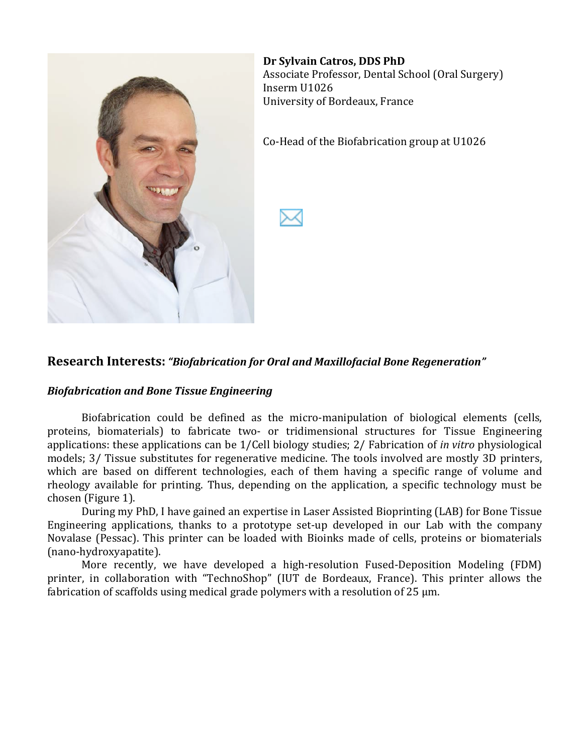**Dr Sylvain Catros, DDS PhD**
Associate Professor, Dental School (Oral Surgery)
Inserm U1026
University of Bordeaux, France

Co-Head of the Biofabrication group at U1026

## Research Interests: *"Biofabrication for Oral and Maxillofacial Bone Regeneration"*

### *Biofabrication and Bone Tissue Engineering*

Biofabrication could be defined as the micro-manipulation of biological elements (cells, proteins, biomaterials) to fabricate two- or tridimensional structures for Tissue Engineering applications: these applications can be 1/Cell biology studies; 2/ Fabrication of *in vitro* physiological models; 3/ Tissue substitutes for regenerative medicine. The tools involved are mostly 3D printers, which are based on different technologies, each of them having a specific range of volume and rheology available for printing. Thus, depending on the application, a specific technology must be chosen (Figure 1).

During my PhD, I have gained an expertise in Laser Assisted Bioprinting (LAB) for Bone Tissue Engineering applications, thanks to a prototype set-up developed in our Lab with the company Novalase (Pessac). This printer can be loaded with Bioinks made of cells, proteins or biomaterials (nano-hydroxyapatite).

More recently, we have developed a high-resolution Fused-Deposition Modeling (FDM) printer, in collaboration with "TechnoShop" (IUT de Bordeaux, France). This printer allows the fabrication of scaffolds using medical grade polymers with a resolution of 25 μm.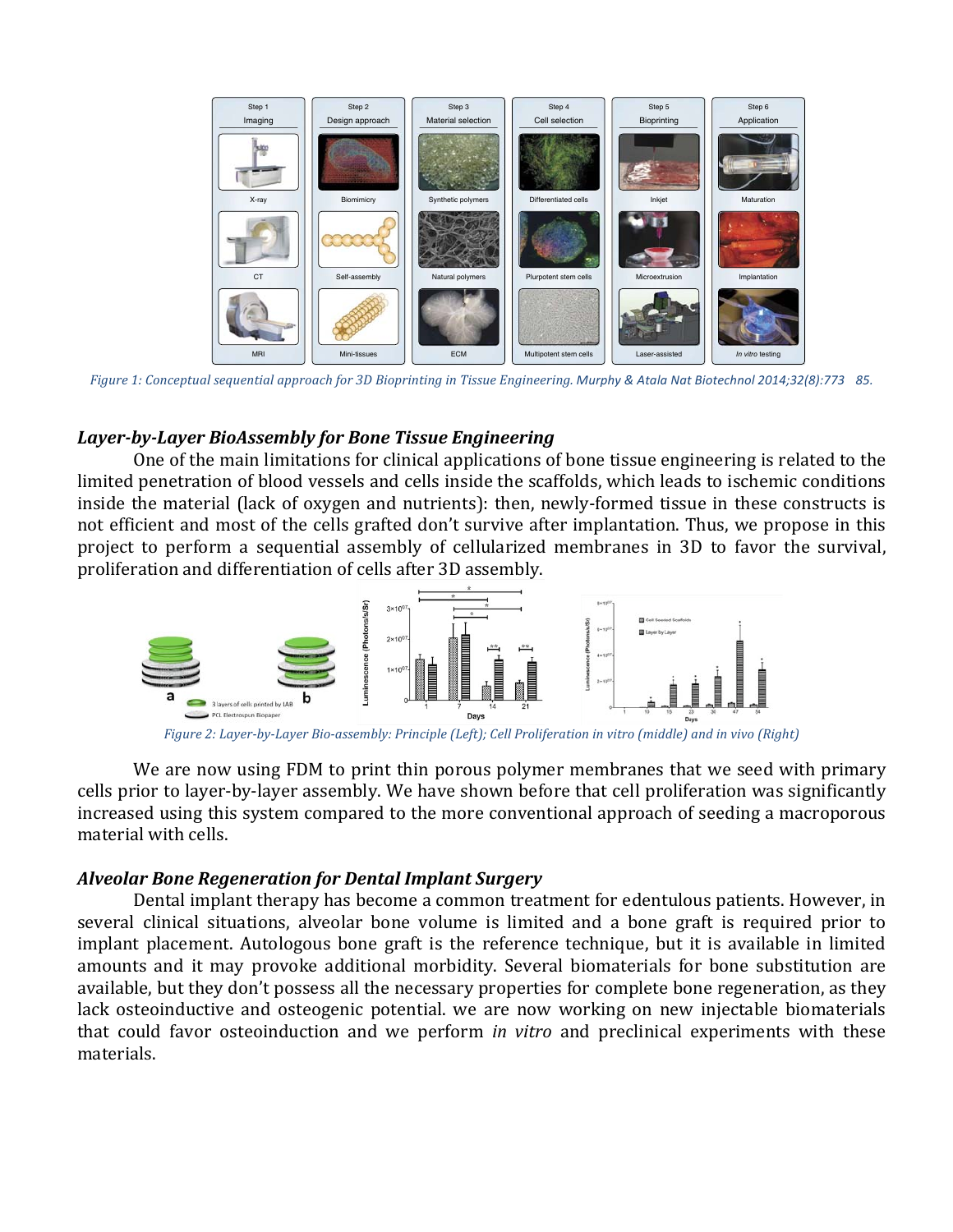*Figure 1: Conceptual sequential approach for 3D Bioprinting in Tissue Engineering. Murphy & Atala Nat Biotechnol 2014;32(8):773 85.*

### *Layer-by-Layer BioAssembly for Bone Tissue Engineering*

One of the main limitations for clinical applications of bone tissue engineering is related to the limited penetration of blood vessels and cells inside the scaffolds, which leads to ischemic conditions inside the material (lack of oxygen and nutrients): then, newly-formed tissue in these constructs is not efficient and most of the cells grafted don't survive after implantation. Thus, we propose in this project to perform a sequential assembly of cellularized membranes in 3D to favor the survival, proliferation and differentiation of cells after 3D assembly.

*Figure 2: Layer-by-Layer Bio-assembly: Principle (Left); Cell Proliferation in vitro (middle) and in vivo (Right)*

We are now using FDM to print thin porous polymer membranes that we seed with primary cells prior to layer-by-layer assembly. We have shown before that cell proliferation was significantly increased using this system compared to the more conventional approach of seeding a macroporous material with cells.

### *Alveolar Bone Regeneration for Dental Implant Surgery*

Dental implant therapy has become a common treatment for edentulous patients. However, in several clinical situations, alveolar bone volume is limited and a bone graft is required prior to implant placement. Autologous bone graft is the reference technique, but it is available in limited amounts and it may provoke additional morbidity. Several biomaterials for bone substitution are available, but they don't possess all the necessary properties for complete bone regeneration, as they lack osteoinductive and osteogenic potential. we are now working on new injectable biomaterials that could favor osteoinduction and we perform *in vitro* and preclinical experiments with these materials.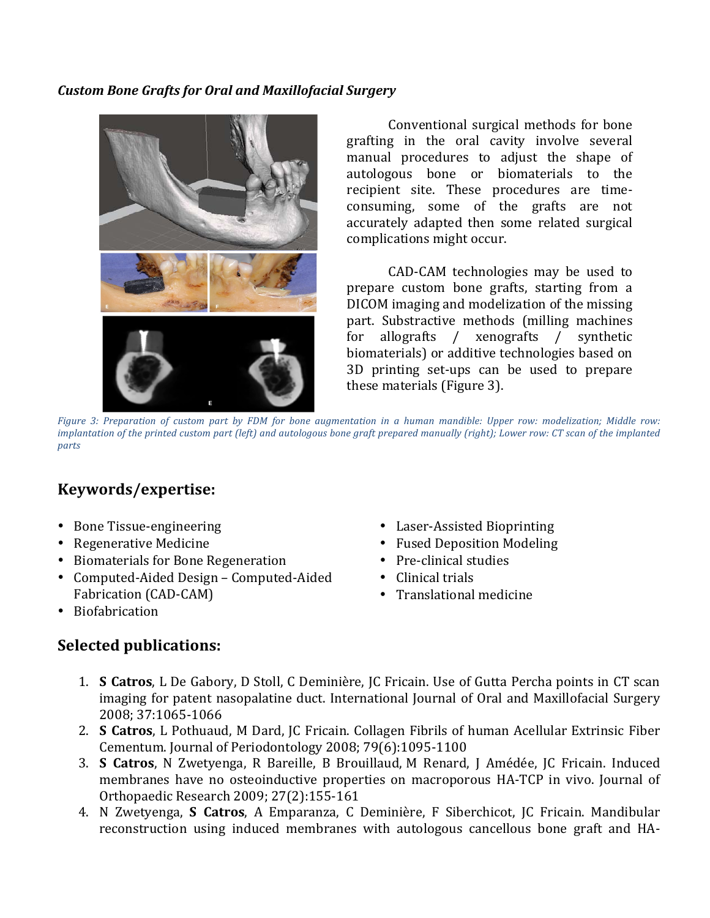*Custom Bone Grafts for Oral and Maxillofacial Surgery*

Conventional surgical methods for bone grafting in the oral cavity involve several manual procedures to adjust the shape of autologous bone or biomaterials to the recipient site. These procedures are time-consuming, some of the grafts are not accurately adapted then some related surgical complications might occur.

CAD-CAM technologies may be used to prepare custom bone grafts, starting from a DICOM imaging and modelization of the missing part. Substractive methods (milling machines for allografts / xenografts / synthetic biomaterials) or additive technologies based on 3D printing set-ups can be used to prepare these materials (Figure 3).

*Figure 3: Preparation of custom part by FDM for bone augmentation in a human mandible: Upper row: modelization; Middle row: implantation of the printed custom part (left) and autologous bone graft prepared manually (right); Lower row: CT scan of the implanted parts*

## Keywords/expertise:

- Bone Tissue-engineering
- Regenerative Medicine
- Biomaterials for Bone Regeneration
- Computed-Aided Design – Computed-Aided Fabrication (CAD-CAM)
- Biofabrication
- Laser-Assisted Bioprinting
- Fused Deposition Modeling
- Pre-clinical studies
- Clinical trials
- Translational medicine

## Selected publications:

1. **S Catros**, L De Gabory, D Stoll, C Deminière, JC Fricain. Use of Gutta Percha points in CT scan imaging for patent nasopalatine duct. International Journal of Oral and Maxillofacial Surgery 2008; 37:1065-1066
2. **S Catros**, L Pothuaud, M Dard, JC Fricain. Collagen Fibrils of human Acellular Extrinsic Fiber Cementum. Journal of Periodontology 2008; 79(6):1095-1100
3. **S Catros**, N Zwetyenga, R Bareille, B Brouillaud, M Renard, J Amédée, JC Fricain. Induced membranes have no osteoinductive properties on macroporous HA-TCP in vivo. Journal of Orthopaedic Research 2009; 27(2):155-161
4. N Zwetyenga, **S Catros**, A Emparanza, C Deminière, F Siberchicot, JC Fricain. Mandibular reconstruction using induced membranes with autologous cancellous bone graft and HA-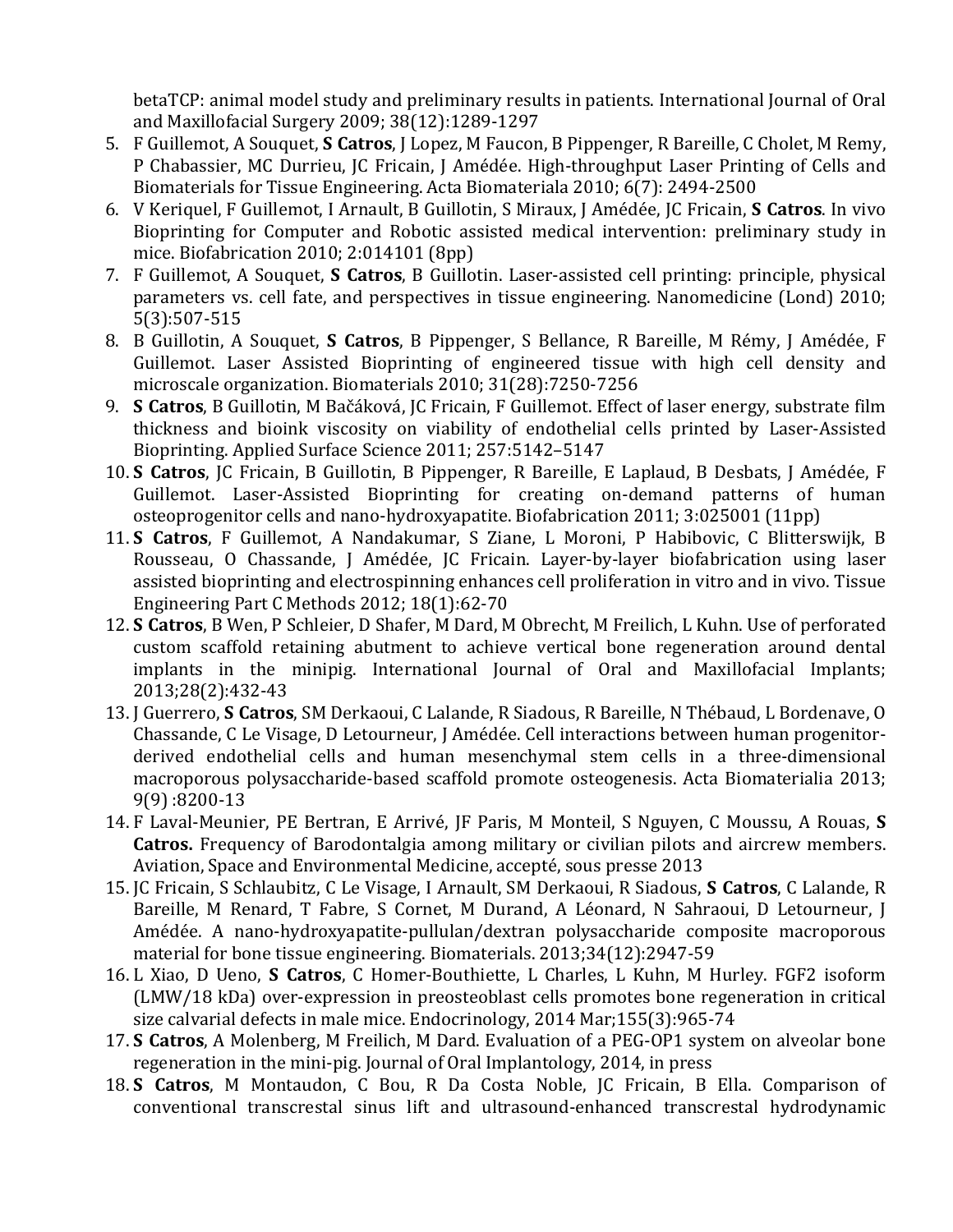betaTCP: animal model study and preliminary results in patients. International Journal of Oral and Maxillofacial Surgery 2009; 38(12):1289-1297

5. F Guillemot, A Souquet, **S Catros**, J Lopez, M Faucon, B Pippenger, R Bareille, C Cholet, M Remy, P Chabassier, MC Durrieu, JC Fricain, J Amédée. High-throughput Laser Printing of Cells and Biomaterials for Tissue Engineering. Acta Biomateriala 2010; 6(7): 2494-2500
6. V Keriquel, F Guillemot, I Arnault, B Guillotin, S Miraux, J Amédée, JC Fricain, **S Catros**. In vivo Bioprinting for Computer and Robotic assisted medical intervention: preliminary study in mice. Biofabrication 2010; 2:014101 (8pp)
7. F Guillemot, A Souquet, **S Catros**, B Guillotin. Laser-assisted cell printing: principle, physical parameters vs. cell fate, and perspectives in tissue engineering. Nanomedicine (Lond) 2010; 5(3):507-515
8. B Guillotin, A Souquet, **S Catros**, B Pippenger, S Bellance, R Bareille, M Rémy, J Amédée, F Guillemot. Laser Assisted Bioprinting of engineered tissue with high cell density and microscale organization. Biomaterials 2010; 31(28):7250-7256
9. **S Catros**, B Guillotin, M Bačáková, JC Fricain, F Guillemot. Effect of laser energy, substrate film thickness and bioink viscosity on viability of endothelial cells printed by Laser-Assisted Bioprinting. Applied Surface Science 2011; 257:5142–5147
10. **S Catros**, JC Fricain, B Guillotin, B Pippenger, R Bareille, E Laplaud, B Desbats, J Amédée, F Guillemot. Laser-Assisted Bioprinting for creating on-demand patterns of human osteoprogenitor cells and nano-hydroxyapatite. Biofabrication 2011; 3:025001 (11pp)
11. **S Catros**, F Guillemot, A Nandakumar, S Ziane, L Moroni, P Habibovic, C Blitterswijk, B Rousseau, O Chassande, J Amédée, JC Fricain. Layer-by-layer biofabrication using laser assisted bioprinting and electrospinning enhances cell proliferation in vitro and in vivo. Tissue Engineering Part C Methods 2012; 18(1):62-70
12. **S Catros**, B Wen, P Schleier, D Shafer, M Dard, M Obrecht, M Freilich, L Kuhn. Use of perforated custom scaffold retaining abutment to achieve vertical bone regeneration around dental implants in the minipig. International Journal of Oral and Maxillofacial Implants; 2013;28(2):432-43
13. J Guerrero, **S Catros**, SM Derkaoui, C Lalande, R Siadous, R Bareille, N Thébaud, L Bordenave, O Chassande, C Le Visage, D Letourneur, J Amédée. Cell interactions between human progenitor-derived endothelial cells and human mesenchymal stem cells in a three-dimensional macroporous polysaccharide-based scaffold promote osteogenesis. Acta Biomaterialia 2013; 9(9) :8200-13
14. F Laval-Meunier, PE Bertran, E Arrivé, JF Paris, M Monteil, S Nguyen, C Moussu, A Rouas, **S Catros.** Frequency of Barodontalgia among military or civilian pilots and aircrew members. Aviation, Space and Environmental Medicine, accepté, sous presse 2013
15. JC Fricain, S Schlaubitz, C Le Visage, I Arnault, SM Derkaoui, R Siadous, **S Catros**, C Lalande, R Bareille, M Renard, T Fabre, S Cornet, M Durand, A Léonard, N Sahraoui, D Letourneur, J Amédée. A nano-hydroxyapatite-pullulan/dextran polysaccharide composite macroporous material for bone tissue engineering. Biomaterials. 2013;34(12):2947-59
16. L Xiao, D Ueno, **S Catros**, C Homer-Bouthiette, L Charles, L Kuhn, M Hurley. FGF2 isoform (LMW/18 kDa) over-expression in preosteoblast cells promotes bone regeneration in critical size calvarial defects in male mice. Endocrinology, 2014 Mar;155(3):965-74
17. **S Catros**, A Molenberg, M Freilich, M Dard. Evaluation of a PEG-OP1 system on alveolar bone regeneration in the mini-pig. Journal of Oral Implantology, 2014, in press
18. **S Catros**, M Montaudon, C Bou, R Da Costa Noble, JC Fricain, B Ella. Comparison of conventional transcrestal sinus lift and ultrasound-enhanced transcrestal hydrodynamic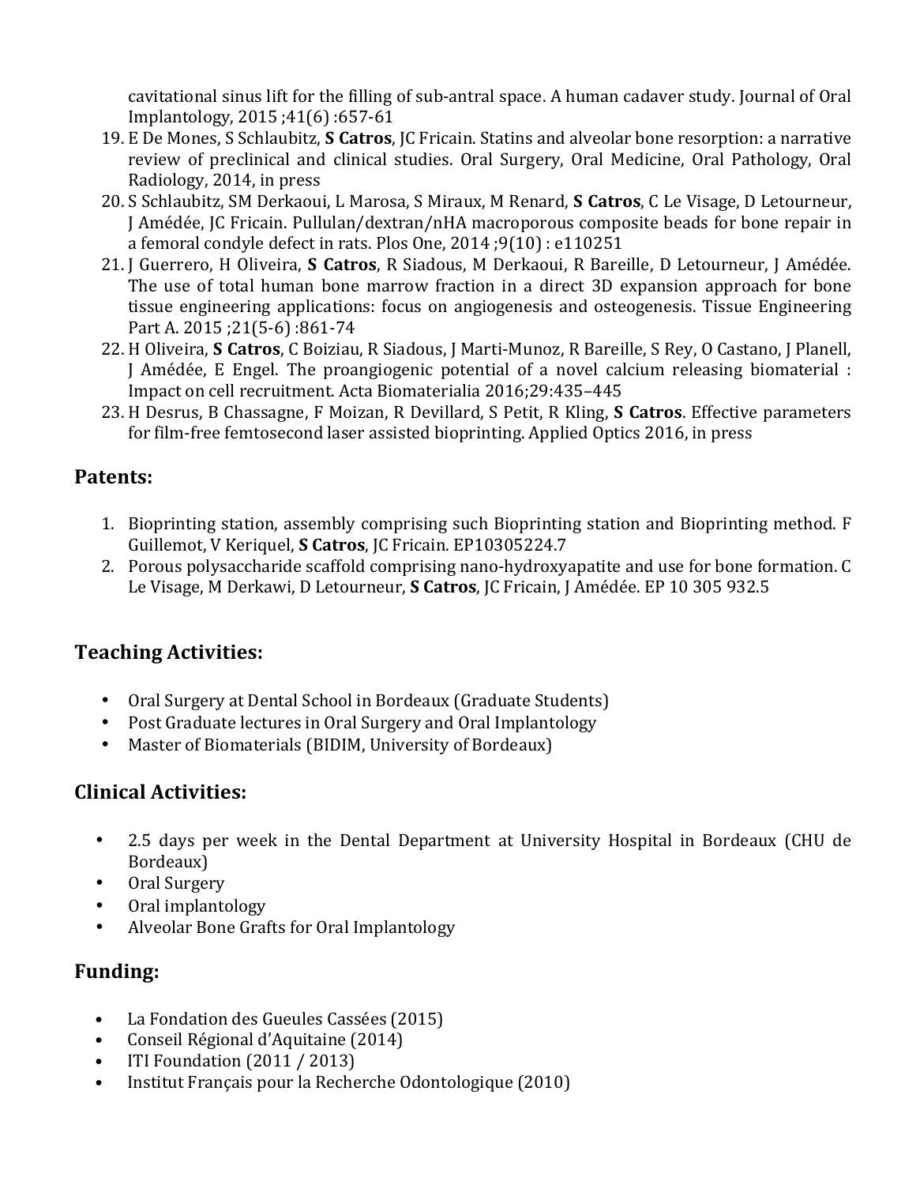cavitational sinus lift for the filling of sub-antral space. A human cadaver study. Journal of Oral Implantology, 2015 ;41(6) :657-61

19. E De Mones, S Schlaubitz, **S Catros**, JC Fricain. Statins and alveolar bone resorption: a narrative review of preclinical and clinical studies. Oral Surgery, Oral Medicine, Oral Pathology, Oral Radiology, 2014, in press
20. S Schlaubitz, SM Derkaoui, L Marosa, S Miraux, M Renard, **S Catros**, C Le Visage, D Letourneur, J Amédée, JC Fricain. Pullulan/dextran/nHA macroporous composite beads for bone repair in a femoral condyle defect in rats. Plos One, 2014 ;9(10) : e110251
21. J Guerrero, H Oliveira, **S Catros**, R Siadous, M Derkaoui, R Bareille, D Letourneur, J Amédée. The use of total human bone marrow fraction in a direct 3D expansion approach for bone tissue engineering applications: focus on angiogenesis and osteogenesis. Tissue Engineering Part A. 2015 ;21(5-6) :861-74
22. H Oliveira, **S Catros**, C Boiziau, R Siadous, J Marti-Munoz, R Bareille, S Rey, O Castano, J Planell, J Amédée, E Engel. The proangiogenic potential of a novel calcium releasing biomaterial : Impact on cell recruitment. Acta Biomaterialia 2016;29:435–445
23. H Desrus, B Chassagne, F Moizan, R Devillard, S Petit, R Kling, **S Catros**. Effective parameters for film-free femtosecond laser assisted bioprinting. Applied Optics 2016, in press

## Patents:

1. Bioprinting station, assembly comprising such Bioprinting station and Bioprinting method. F Guillemot, V Keriquel, **S Catros**, JC Fricain. EP10305224.7
2. Porous polysaccharide scaffold comprising nano-hydroxyapatite and use for bone formation. C Le Visage, M Derkawi, D Letourneur, **S Catros**, JC Fricain, J Amédée. EP 10 305 932.5

## Teaching Activities:

- Oral Surgery at Dental School in Bordeaux (Graduate Students)
- Post Graduate lectures in Oral Surgery and Oral Implantology
- Master of Biomaterials (BIDIM, University of Bordeaux)

## Clinical Activities:

- 2.5 days per week in the Dental Department at University Hospital in Bordeaux (CHU de Bordeaux)
- Oral Surgery
- Oral implantology
- Alveolar Bone Grafts for Oral Implantology

## Funding:

- La Fondation des Gueules Cassées (2015)
- Conseil Régional d'Aquitaine (2014)
- ITI Foundation (2011 / 2013)
- Institut Français pour la Recherche Odontologique (2010)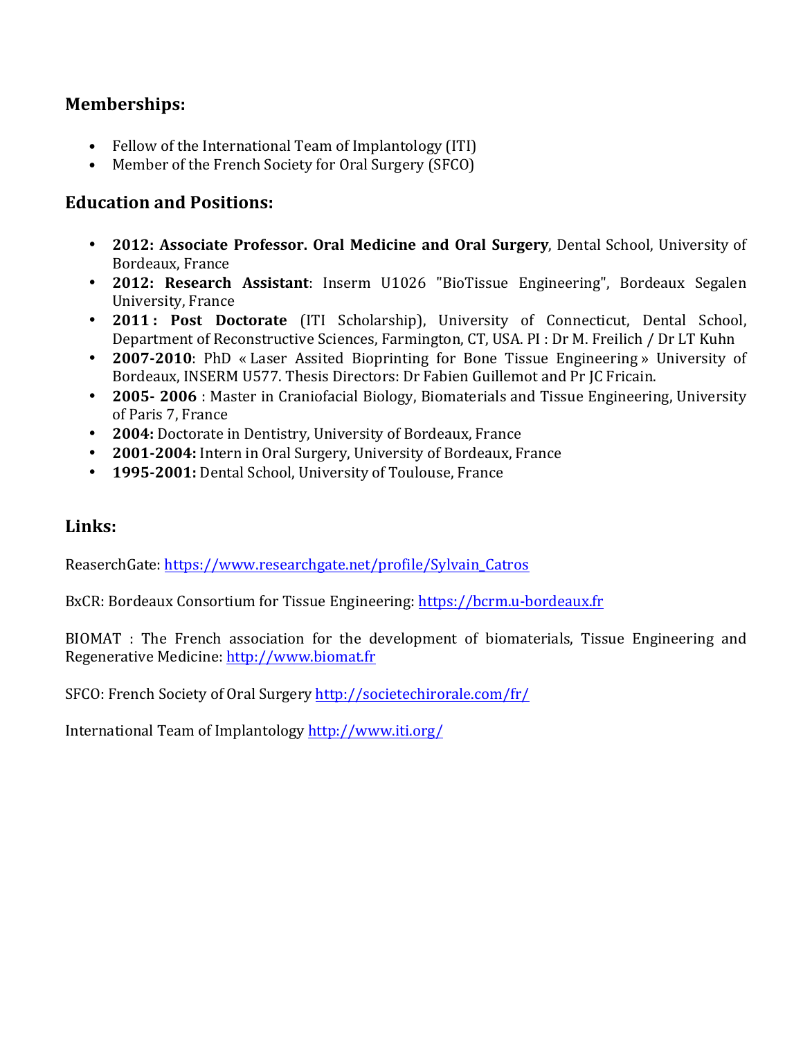## Memberships:

- Fellow of the International Team of Implantology (ITI)
- Member of the French Society for Oral Surgery (SFCO)

## Education and Positions:

- **2012: Associate Professor. Oral Medicine and Oral Surgery**, Dental School, University of Bordeaux, France
- **2012: Research Assistant**: Inserm U1026 "BioTissue Engineering", Bordeaux Segalen University, France
- **2011 : Post Doctorate** (ITI Scholarship), University of Connecticut, Dental School, Department of Reconstructive Sciences, Farmington, CT, USA. PI : Dr M. Freilich / Dr LT Kuhn
- **2007-2010**: PhD « Laser Assited Bioprinting for Bone Tissue Engineering » University of Bordeaux, INSERM U577. Thesis Directors: Dr Fabien Guillemot and Pr JC Fricain.
- **2005- 2006** : Master in Craniofacial Biology, Biomaterials and Tissue Engineering, University of Paris 7, France
- **2004:** Doctorate in Dentistry, University of Bordeaux, France
- **2001-2004:** Intern in Oral Surgery, University of Bordeaux, France
- **1995-2001:** Dental School, University of Toulouse, France

## Links:

ReaserchGate: https://www.researchgate.net/profile/Sylvain_Catros

BxCR: Bordeaux Consortium for Tissue Engineering: https://bcrm.u-bordeaux.fr

BIOMAT : The French association for the development of biomaterials, Tissue Engineering and Regenerative Medicine: http://www.biomat.fr

SFCO: French Society of Oral Surgery http://societechirorale.com/fr/

International Team of Implantology http://www.iti.org/